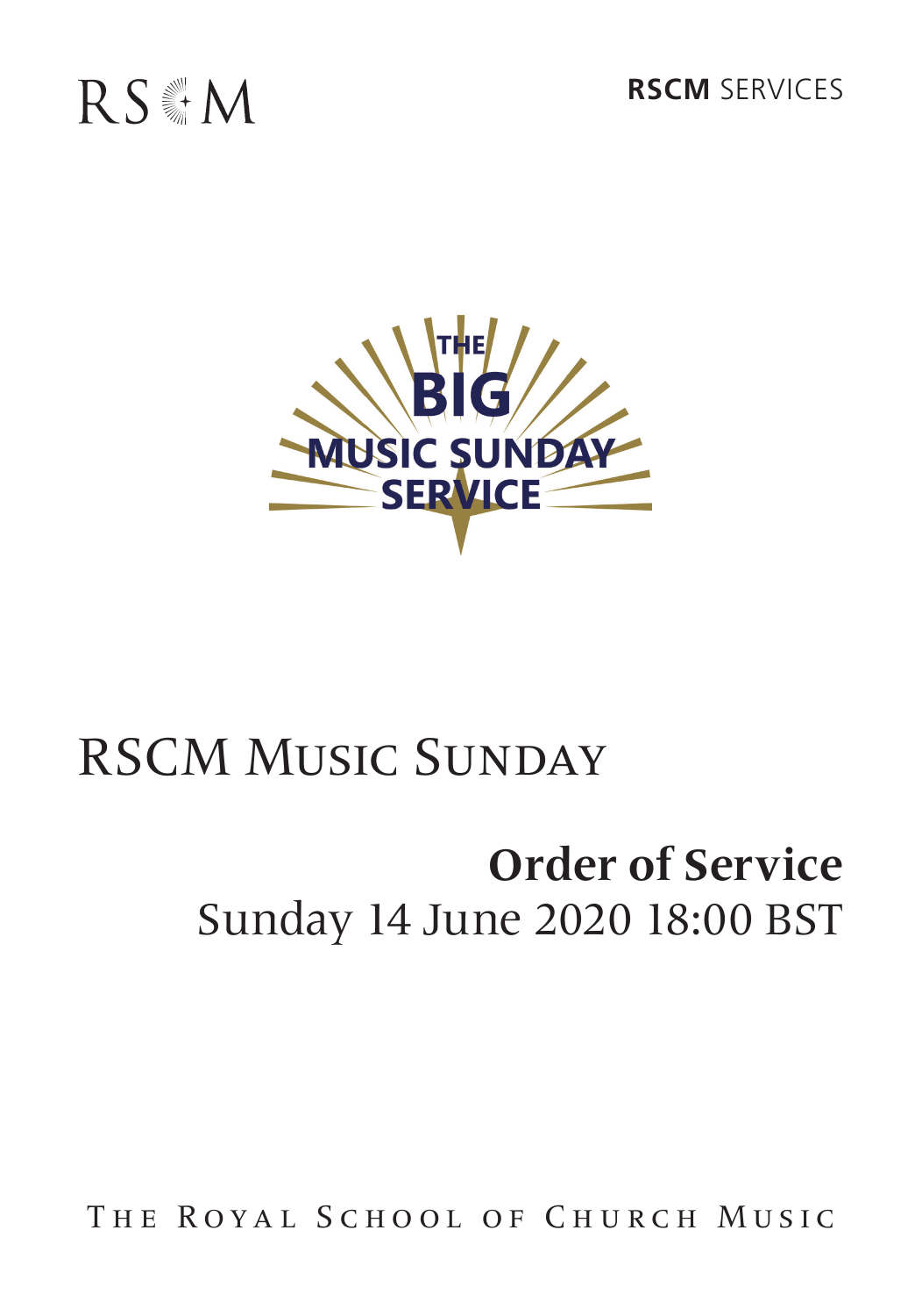RSCM

**RSCM** SERVICES

THE BIG MUSIC SUNDAY SERVICE

# RSCM Music Sunday

## Order of Service

Sunday 14 June 2020 18:00 BST

The Royal School of Church Music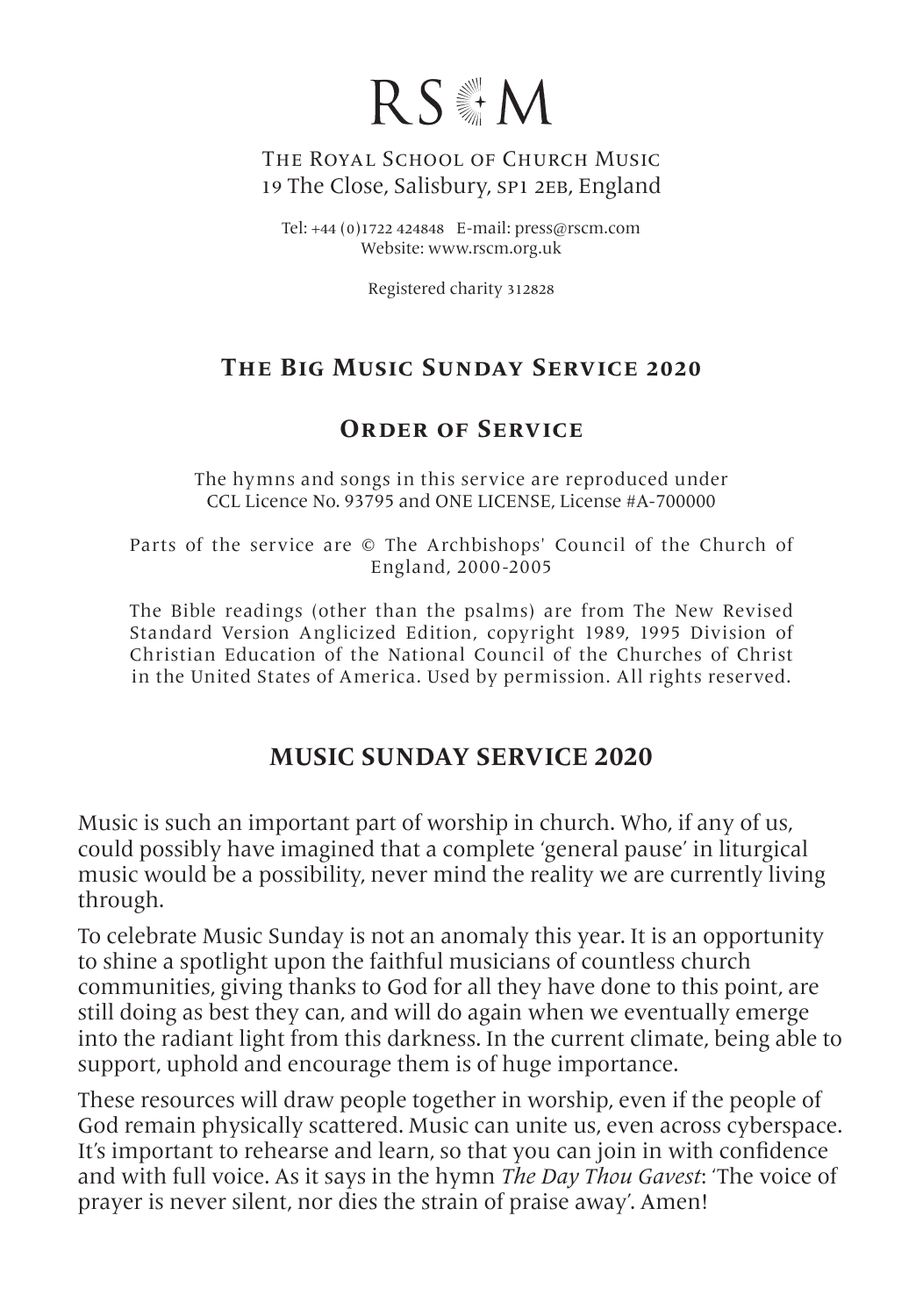# RSCM

THE ROYAL SCHOOL OF CHURCH MUSIC
19 The Close, Salisbury, SP1 2EB, England

Tel: +44 (0)1722 424848 E-mail: press@rscm.com
Website: www.rscm.org.uk

Registered charity 312828

## The Big Music Sunday Service 2020

## Order of Service

The hymns and songs in this service are reproduced under CCL Licence No. 93795 and ONE LICENSE, License #A-700000

Parts of the service are © The Archbishops' Council of the Church of England, 2000-2005

The Bible readings (other than the psalms) are from The New Revised Standard Version Anglicized Edition, copyright 1989, 1995 Division of Christian Education of the National Council of the Churches of Christ in the United States of America. Used by permission. All rights reserved.

## MUSIC SUNDAY SERVICE 2020

Music is such an important part of worship in church. Who, if any of us, could possibly have imagined that a complete 'general pause' in liturgical music would be a possibility, never mind the reality we are currently living through.

To celebrate Music Sunday is not an anomaly this year. It is an opportunity to shine a spotlight upon the faithful musicians of countless church communities, giving thanks to God for all they have done to this point, are still doing as best they can, and will do again when we eventually emerge into the radiant light from this darkness. In the current climate, being able to support, uphold and encourage them is of huge importance.

These resources will draw people together in worship, even if the people of God remain physically scattered. Music can unite us, even across cyberspace. It's important to rehearse and learn, so that you can join in with confidence and with full voice. As it says in the hymn *The Day Thou Gavest*: 'The voice of prayer is never silent, nor dies the strain of praise away'. Amen!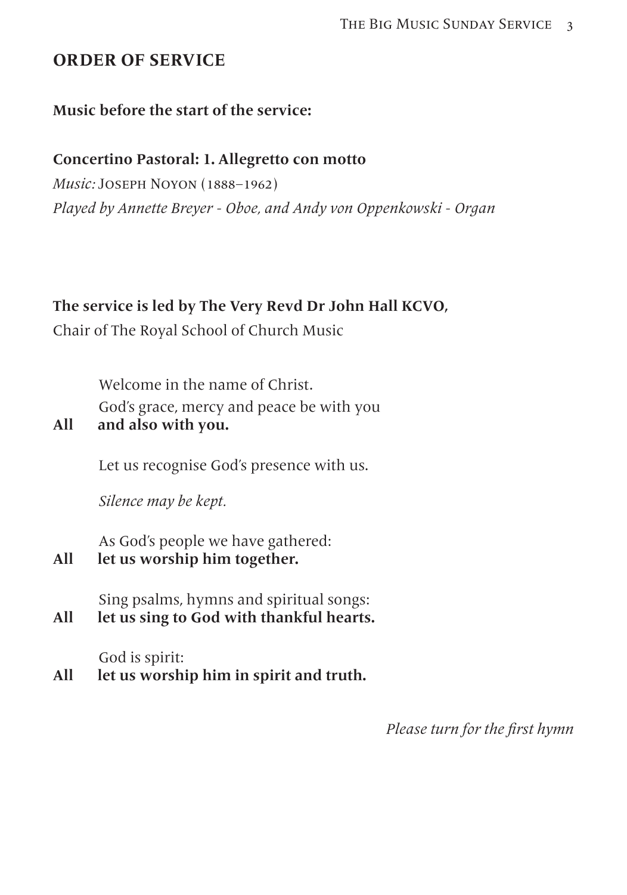## ORDER OF SERVICE

**Music before the start of the service:**

**Concertino Pastoral: 1. Allegretto con motto**
*Music:* JOSEPH NOYON (1888–1962)
*Played by Annette Breyer - Oboe, and Andy von Oppenkowski - Organ*

**The service is led by The Very Revd Dr John Hall KCVO,**
Chair of The Royal School of Church Music

Welcome in the name of Christ.
God's grace, mercy and peace be with you
**All and also with you.**

Let us recognise God's presence with us.

*Silence may be kept.*

As God's people we have gathered:
**All let us worship him together.**

Sing psalms, hymns and spiritual songs:
**All let us sing to God with thankful hearts.**

God is spirit:
**All let us worship him in spirit and truth.**

*Please turn for the first hymn*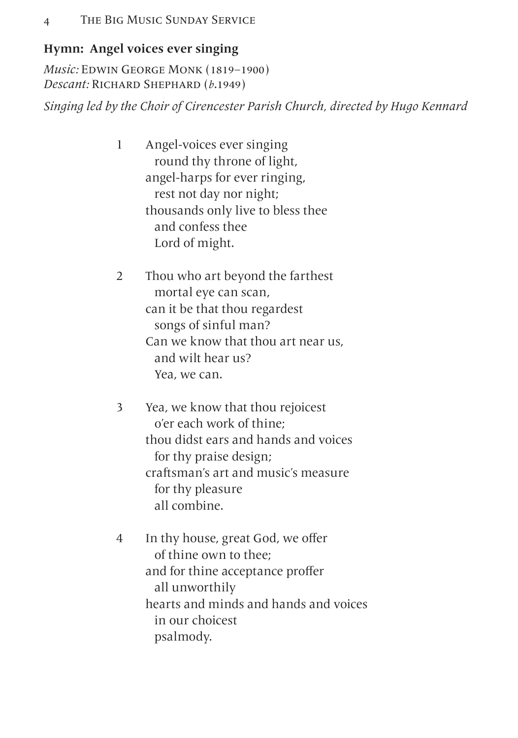### Hymn: Angel voices ever singing

*Music:* Edwin George Monk (1819–1900)  
*Descant:* Richard Shephard (*b.*1949)

*Singing led by the Choir of Cirencester Parish Church, directed by Hugo Kennard*

1 Angel-voices ever singing  
  round thy throne of light,  
angel-harps for ever ringing,  
  rest not day nor night;  
thousands only live to bless thee  
  and confess thee  
  Lord of might.

2 Thou who art beyond the farthest  
  mortal eye can scan,  
can it be that thou regardest  
  songs of sinful man?  
Can we know that thou art near us,  
  and wilt hear us?  
  Yea, we can.

3 Yea, we know that thou rejoicest  
  o'er each work of thine;  
thou didst ears and hands and voices  
  for thy praise design;  
craftsman's art and music's measure  
  for thy pleasure  
  all combine.

4 In thy house, great God, we offer  
  of thine own to thee;  
and for thine acceptance proffer  
  all unworthily  
hearts and minds and hands and voices  
  in our choicest  
  psalmody.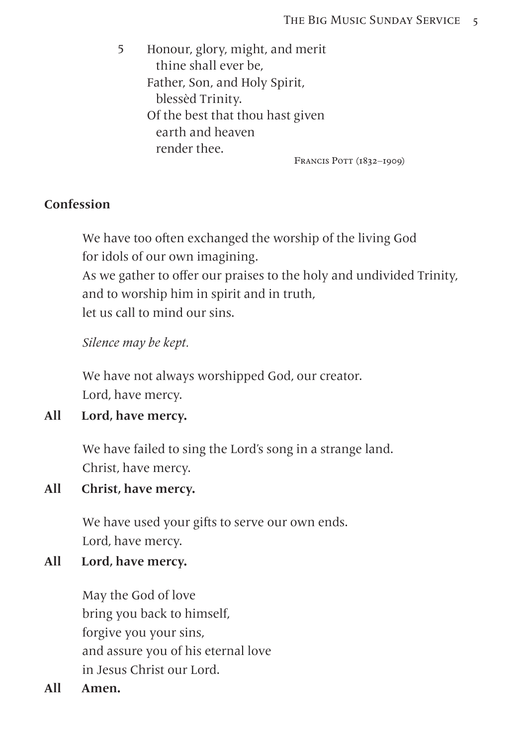5 Honour, glory, might, and merit
  thine shall ever be,
Father, Son, and Holy Spirit,
  blessèd Trinity.
Of the best that thou hast given
  earth and heaven
  render thee.

Francis Pott (1832–1909)

**Confession**

We have too often exchanged the worship of the living God
for idols of our own imagining.
As we gather to offer our praises to the holy and undivided Trinity,
and to worship him in spirit and in truth,
let us call to mind our sins.

*Silence may be kept.*

We have not always worshipped God, our creator.
Lord, have mercy.

**All Lord, have mercy.**

We have failed to sing the Lord's song in a strange land.
Christ, have mercy.

**All Christ, have mercy.**

We have used your gifts to serve our own ends.
Lord, have mercy.

**All Lord, have mercy.**

May the God of love
bring you back to himself,
forgive you your sins,
and assure you of his eternal love
in Jesus Christ our Lord.

**All Amen.**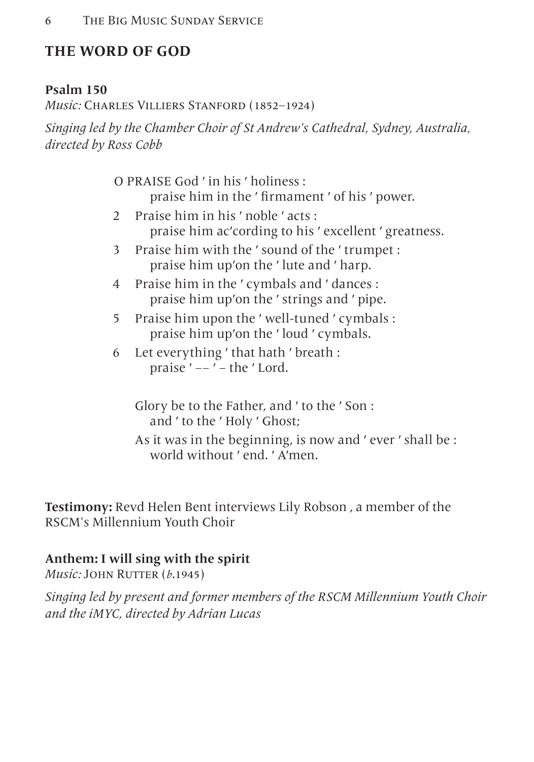## THE WORD OF GOD

**Psalm 150**
*Music:* Charles Villiers Stanford (1852–1924)

*Singing led by the Chamber Choir of St Andrew's Cathedral, Sydney, Australia, directed by Ross Cobb*

O PRAISE God ′ in his ′ holiness :
  praise him in the ′ firmament ′ of his ′ power.

2 Praise him in his ′ noble ′ acts :
  praise him ac′cording to his ′ excellent ′ greatness.

3 Praise him with the ′ sound of the ′ trumpet :
  praise him up′on the ′ lute and ′ harp.

4 Praise him in the ′ cymbals and ′ dances :
  praise him up′on the ′ strings and ′ pipe.

5 Praise him upon the ′ well-tuned ′ cymbals :
  praise him up′on the ′ loud ′ cymbals.

6 Let everything ′ that hath ′ breath :
  praise ′ –– ′ – the ′ Lord.

Glory be to the Father, and ′ to the ′ Son :
  and ′ to the ′ Holy ′ Ghost;

As it was in the beginning, is now and ′ ever ′ shall be :
  world without ′ end. ′ A′men.

**Testimony:** Revd Helen Bent interviews Lily Robson , a member of the RSCM's Millennium Youth Choir

**Anthem: I will sing with the spirit**
*Music:* John Rutter (*b*.1945)

*Singing led by present and former members of the RSCM Millennium Youth Choir and the iMYC, directed by Adrian Lucas*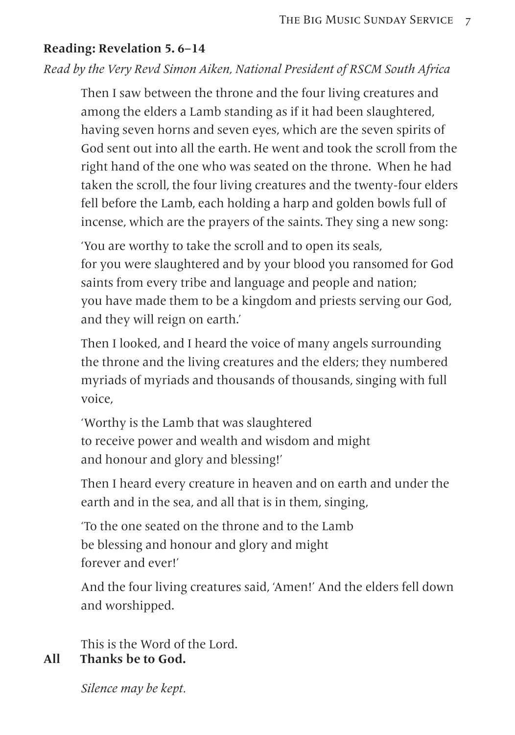**Reading: Revelation 5. 6–14**

*Read by the Very Revd Simon Aiken, National President of RSCM South Africa*

Then I saw between the throne and the four living creatures and among the elders a Lamb standing as if it had been slaughtered, having seven horns and seven eyes, which are the seven spirits of God sent out into all the earth. He went and took the scroll from the right hand of the one who was seated on the throne. When he had taken the scroll, the four living creatures and the twenty-four elders fell before the Lamb, each holding a harp and golden bowls full of incense, which are the prayers of the saints. They sing a new song:

'You are worthy to take the scroll and to open its seals,
for you were slaughtered and by your blood you ransomed for God
saints from every tribe and language and people and nation;
you have made them to be a kingdom and priests serving our God,
and they will reign on earth.'

Then I looked, and I heard the voice of many angels surrounding the throne and the living creatures and the elders; they numbered myriads of myriads and thousands of thousands, singing with full voice,

'Worthy is the Lamb that was slaughtered
to receive power and wealth and wisdom and might
and honour and glory and blessing!'

Then I heard every creature in heaven and on earth and under the earth and in the sea, and all that is in them, singing,

'To the one seated on the throne and to the Lamb
be blessing and honour and glory and might
forever and ever!'

And the four living creatures said, 'Amen!' And the elders fell down and worshipped.

This is the Word of the Lord.

**All Thanks be to God.**

*Silence may be kept.*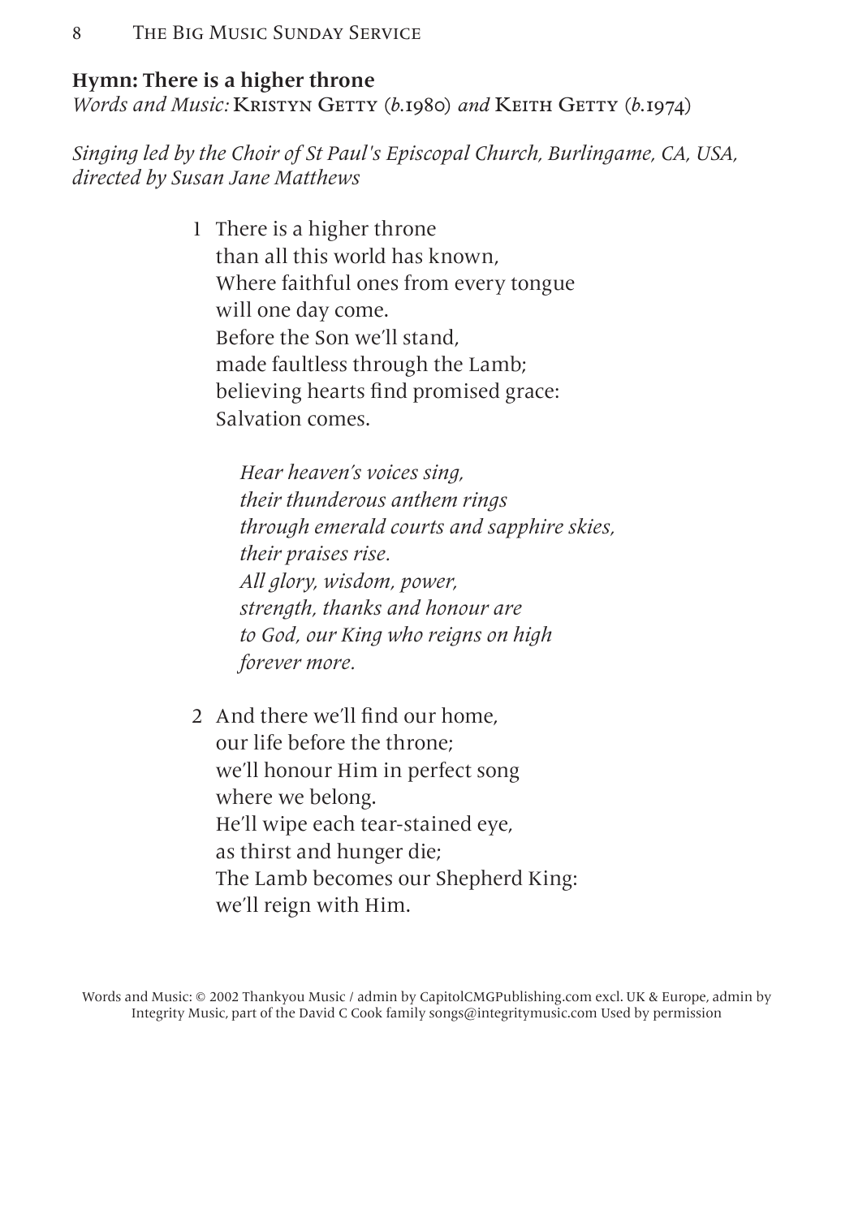**Hymn: There is a higher throne**
*Words and Music:* Kristyn Getty (*b.*1980) *and* Keith Getty (*b.*1974)

*Singing led by the Choir of St Paul's Episcopal Church, Burlingame, CA, USA, directed by Susan Jane Matthews*

1 There is a higher throne
than all this world has known,
Where faithful ones from every tongue
will one day come.
Before the Son we'll stand,
made faultless through the Lamb;
believing hearts find promised grace:
Salvation comes.

*Hear heaven's voices sing,*
*their thunderous anthem rings*
*through emerald courts and sapphire skies,*
*their praises rise.*
*All glory, wisdom, power,*
*strength, thanks and honour are*
*to God, our King who reigns on high*
*forever more.*

2 And there we'll find our home,
our life before the throne;
we'll honour Him in perfect song
where we belong.
He'll wipe each tear-stained eye,
as thirst and hunger die;
The Lamb becomes our Shepherd King:
we'll reign with Him.

Words and Music: © 2002 Thankyou Music / admin by CapitolCMGPublishing.com excl. UK & Europe, admin by Integrity Music, part of the David C Cook family songs@integritymusic.com Used by permission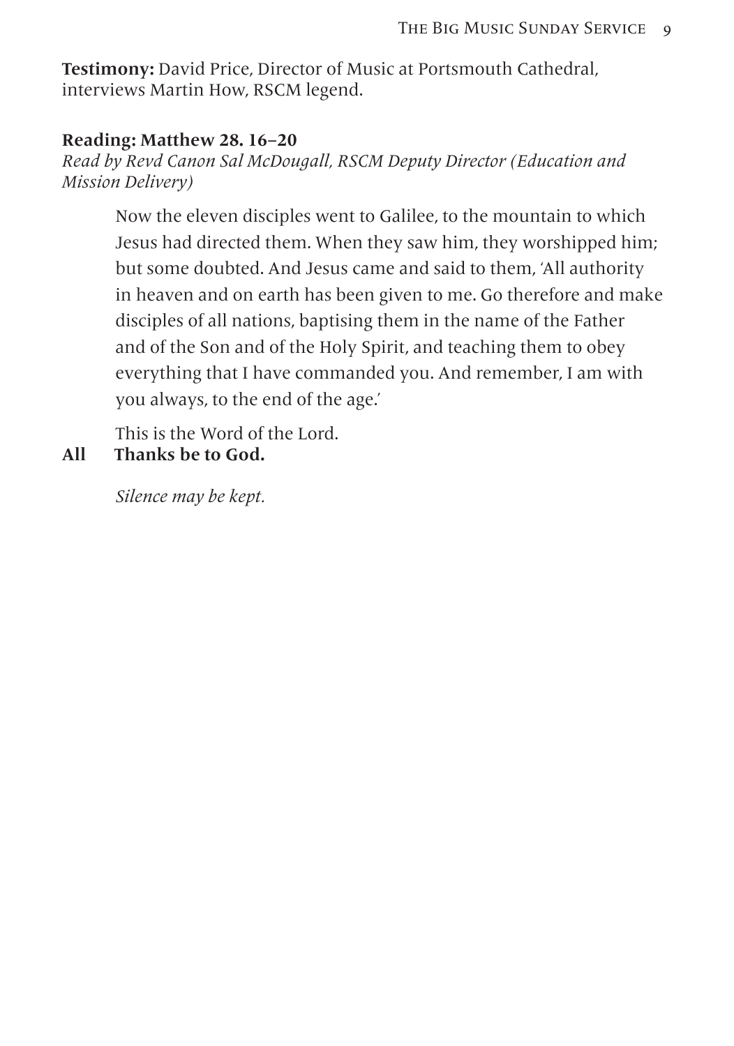**Testimony:** David Price, Director of Music at Portsmouth Cathedral, interviews Martin How, RSCM legend.

**Reading: Matthew 28. 16–20**
*Read by Revd Canon Sal McDougall, RSCM Deputy Director (Education and Mission Delivery)*

Now the eleven disciples went to Galilee, to the mountain to which Jesus had directed them. When they saw him, they worshipped him; but some doubted. And Jesus came and said to them, 'All authority in heaven and on earth has been given to me. Go therefore and make disciples of all nations, baptising them in the name of the Father and of the Son and of the Holy Spirit, and teaching them to obey everything that I have commanded you. And remember, I am with you always, to the end of the age.'

This is the Word of the Lord.
**All Thanks be to God.**

*Silence may be kept.*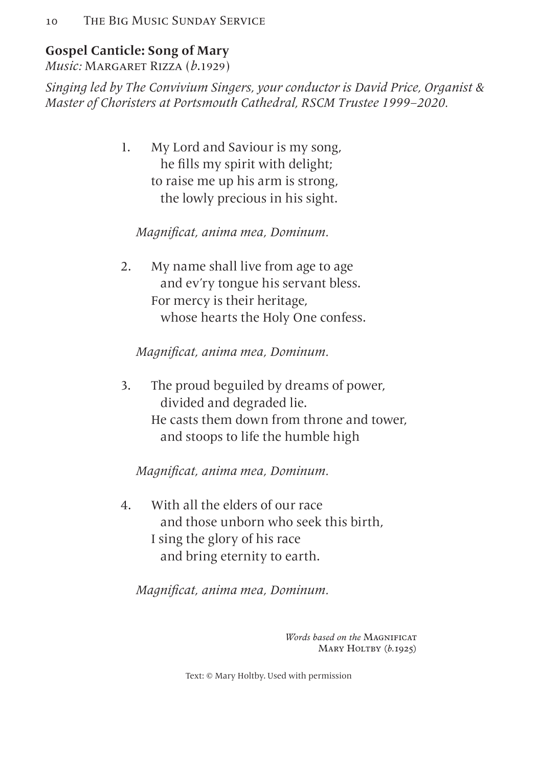**Gospel Canticle: Song of Mary**

*Music:* Margaret Rizza (*b.*1929)

*Singing led by The Convivium Singers, your conductor is David Price, Organist & Master of Choristers at Portsmouth Cathedral, RSCM Trustee 1999–2020.*

1. My Lord and Saviour is my song,  
   he fills my spirit with delight;  
   to raise me up his arm is strong,  
   the lowly precious in his sight.

*Magnificat, anima mea, Dominum.*

2. My name shall live from age to age  
   and ev'ry tongue his servant bless.  
   For mercy is their heritage,  
   whose hearts the Holy One confess.

*Magnificat, anima mea, Dominum.*

3. The proud beguiled by dreams of power,  
   divided and degraded lie.  
   He casts them down from throne and tower,  
   and stoops to life the humble high

*Magnificat, anima mea, Dominum.*

4. With all the elders of our race  
   and those unborn who seek this birth,  
   I sing the glory of his race  
   and bring eternity to earth.

*Magnificat, anima mea, Dominum.*

*Words based on the* Magnificat  
Mary Holtby (*b.*1925)

Text: © Mary Holtby. Used with permission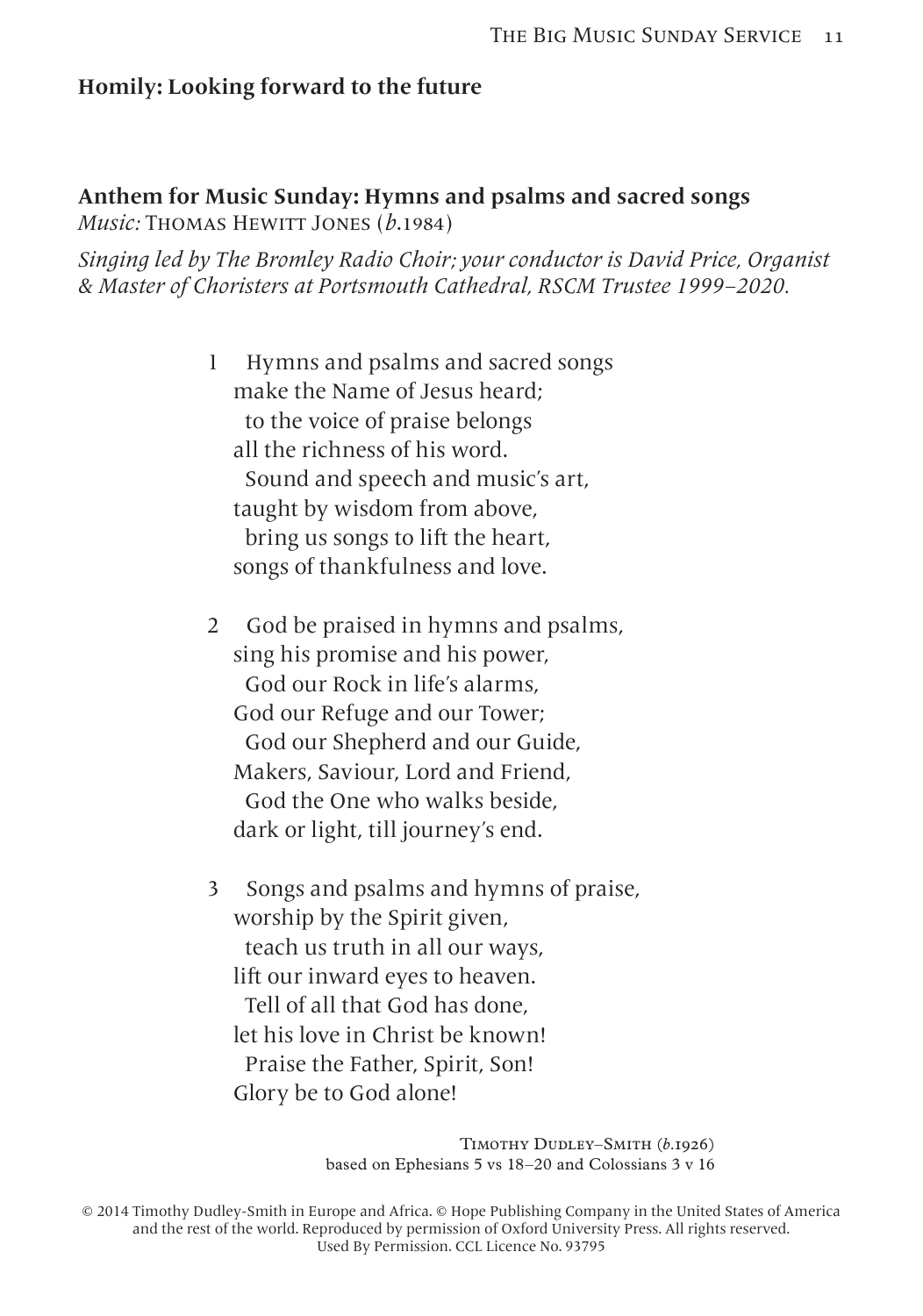**Homily: Looking forward to the future**

**Anthem for Music Sunday: Hymns and psalms and sacred songs**
*Music:* Thomas Hewitt Jones (*b.*1984)

*Singing led by The Bromley Radio Choir; your conductor is David Price, Organist & Master of Choristers at Portsmouth Cathedral, RSCM Trustee 1999–2020.*

1 Hymns and psalms and sacred songs
make the Name of Jesus heard;
to the voice of praise belongs
all the richness of his word.
Sound and speech and music's art,
taught by wisdom from above,
bring us songs to lift the heart,
songs of thankfulness and love.

2 God be praised in hymns and psalms,
sing his promise and his power,
God our Rock in life's alarms,
God our Refuge and our Tower;
God our Shepherd and our Guide,
Makers, Saviour, Lord and Friend,
God the One who walks beside,
dark or light, till journey's end.

3 Songs and psalms and hymns of praise,
worship by the Spirit given,
teach us truth in all our ways,
lift our inward eyes to heaven.
Tell of all that God has done,
let his love in Christ be known!
Praise the Father, Spirit, Son!
Glory be to God alone!

Timothy Dudley–Smith (*b.*1926)
based on Ephesians 5 vs 18–20 and Colossians 3 v 16

© 2014 Timothy Dudley-Smith in Europe and Africa. © Hope Publishing Company in the United States of America and the rest of the world. Reproduced by permission of Oxford University Press. All rights reserved. Used By Permission. CCL Licence No. 93795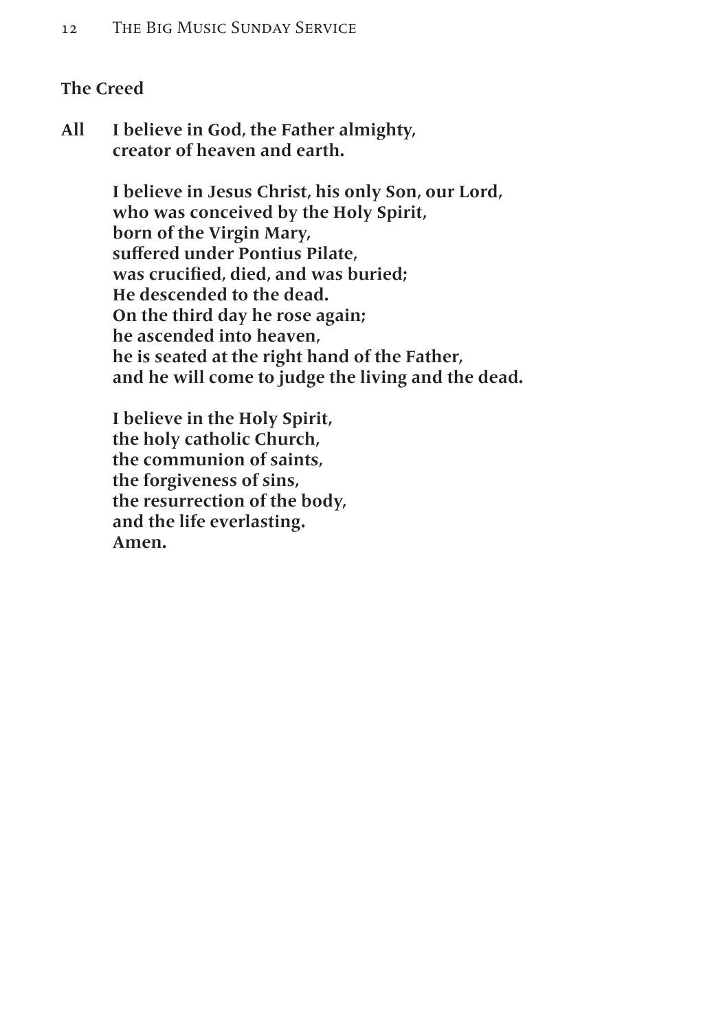## The Creed

**All** **I believe in God, the Father almighty,
creator of heaven and earth.**

**I believe in Jesus Christ, his only Son, our Lord,
who was conceived by the Holy Spirit,
born of the Virgin Mary,
suffered under Pontius Pilate,
was crucified, died, and was buried;
He descended to the dead.
On the third day he rose again;
he ascended into heaven,
he is seated at the right hand of the Father,
and he will come to judge the living and the dead.**

**I believe in the Holy Spirit,
the holy catholic Church,
the communion of saints,
the forgiveness of sins,
the resurrection of the body,
and the life everlasting.
Amen.**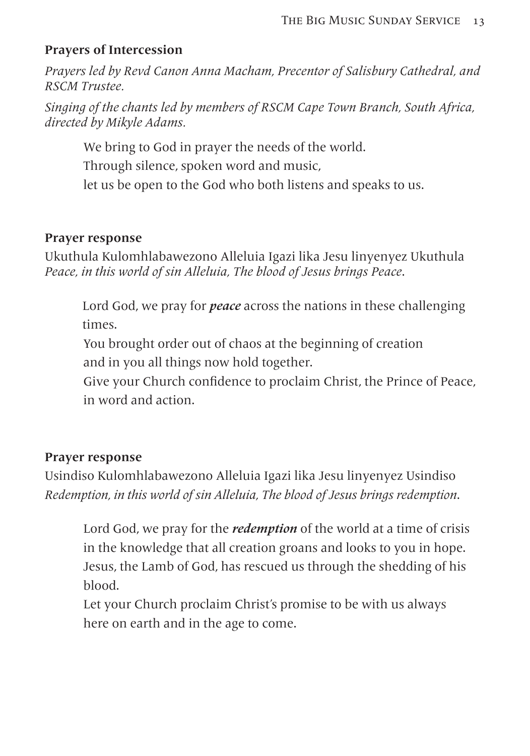### Prayers of Intercession

*Prayers led by Revd Canon Anna Macham, Precentor of Salisbury Cathedral, and RSCM Trustee.*

*Singing of the chants led by members of RSCM Cape Town Branch, South Africa, directed by Mikyle Adams.*

> We bring to God in prayer the needs of the world.
> Through silence, spoken word and music,
> let us be open to the God who both listens and speaks to us.

### Prayer response

Ukuthula Kulomhlabawezono Alleluia Igazi lika Jesu linyenyez Ukuthula
*Peace, in this world of sin Alleluia, The blood of Jesus brings Peace*.

> Lord God, we pray for ***peace*** across the nations in these challenging times.
> You brought order out of chaos at the beginning of creation
> and in you all things now hold together.
> Give your Church confidence to proclaim Christ, the Prince of Peace, in word and action.

### Prayer response

Usindiso Kulomhlabawezono Alleluia Igazi lika Jesu linyenyez Usindiso
*Redemption, in this world of sin Alleluia, The blood of Jesus brings redemption*.

> Lord God, we pray for the ***redemption*** of the world at a time of crisis
> in the knowledge that all creation groans and looks to you in hope.
> Jesus, the Lamb of God, has rescued us through the shedding of his blood.
> Let your Church proclaim Christ's promise to be with us always
> here on earth and in the age to come.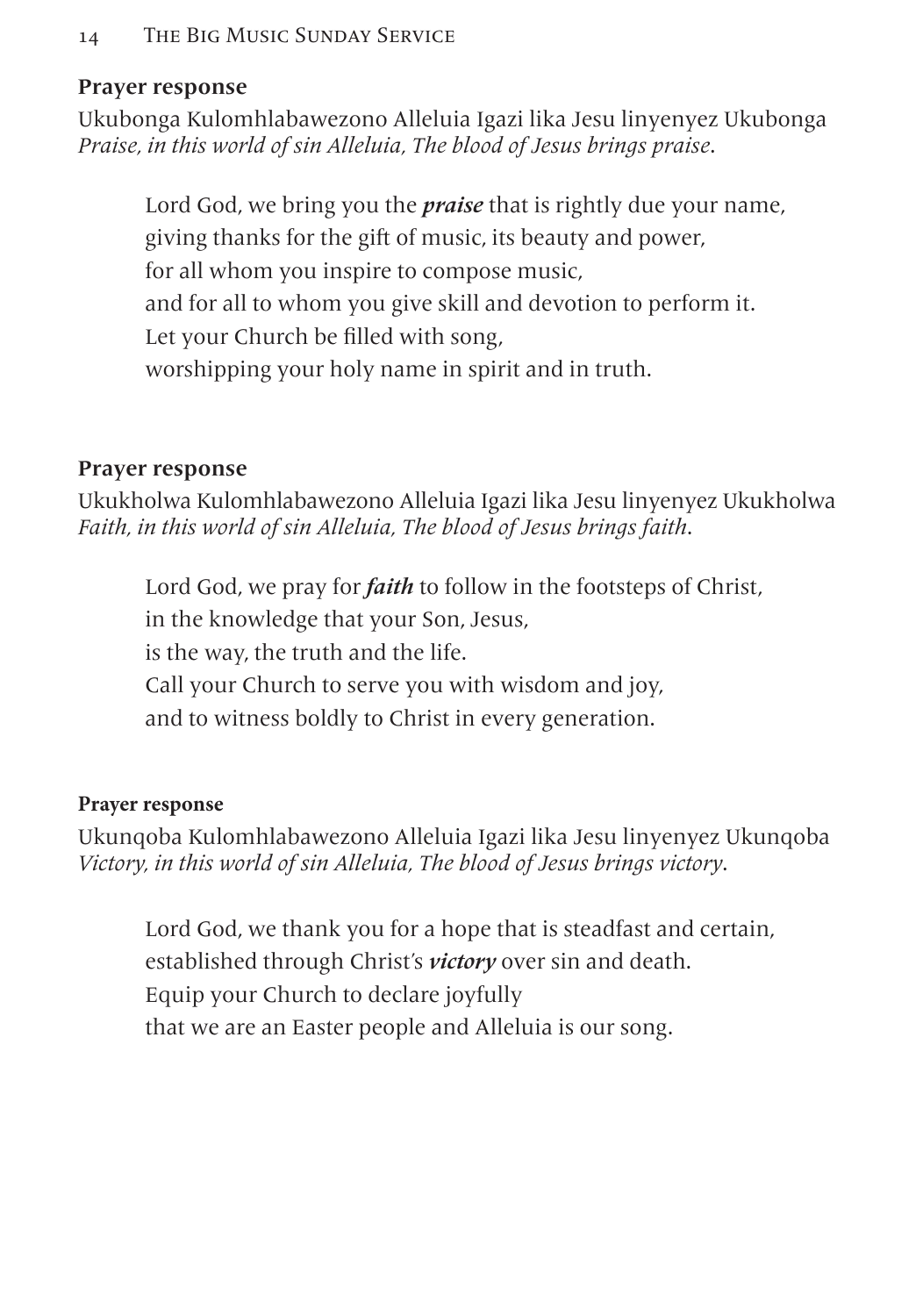**Prayer response**

Ukubonga Kulomhlabawezono Alleluia Igazi lika Jesu linyenyez Ukubonga
*Praise, in this world of sin Alleluia, The blood of Jesus brings praise*.

> Lord God, we bring you the ***praise*** that is rightly due your name,
> giving thanks for the gift of music, its beauty and power,
> for all whom you inspire to compose music,
> and for all to whom you give skill and devotion to perform it.
> Let your Church be filled with song,
> worshipping your holy name in spirit and in truth.

**Prayer response**

Ukukholwa Kulomhlabawezono Alleluia Igazi lika Jesu linyenyez Ukukholwa
*Faith, in this world of sin Alleluia, The blood of Jesus brings faith*.

> Lord God, we pray for ***faith*** to follow in the footsteps of Christ,
> in the knowledge that your Son, Jesus,
> is the way, the truth and the life.
> Call your Church to serve you with wisdom and joy,
> and to witness boldly to Christ in every generation.

**Prayer response**

Ukunqoba Kulomhlabawezono Alleluia Igazi lika Jesu linyenyez Ukunqoba
*Victory, in this world of sin Alleluia, The blood of Jesus brings victory*.

> Lord God, we thank you for a hope that is steadfast and certain,
> established through Christ's ***victory*** over sin and death.
> Equip your Church to declare joyfully
> that we are an Easter people and Alleluia is our song.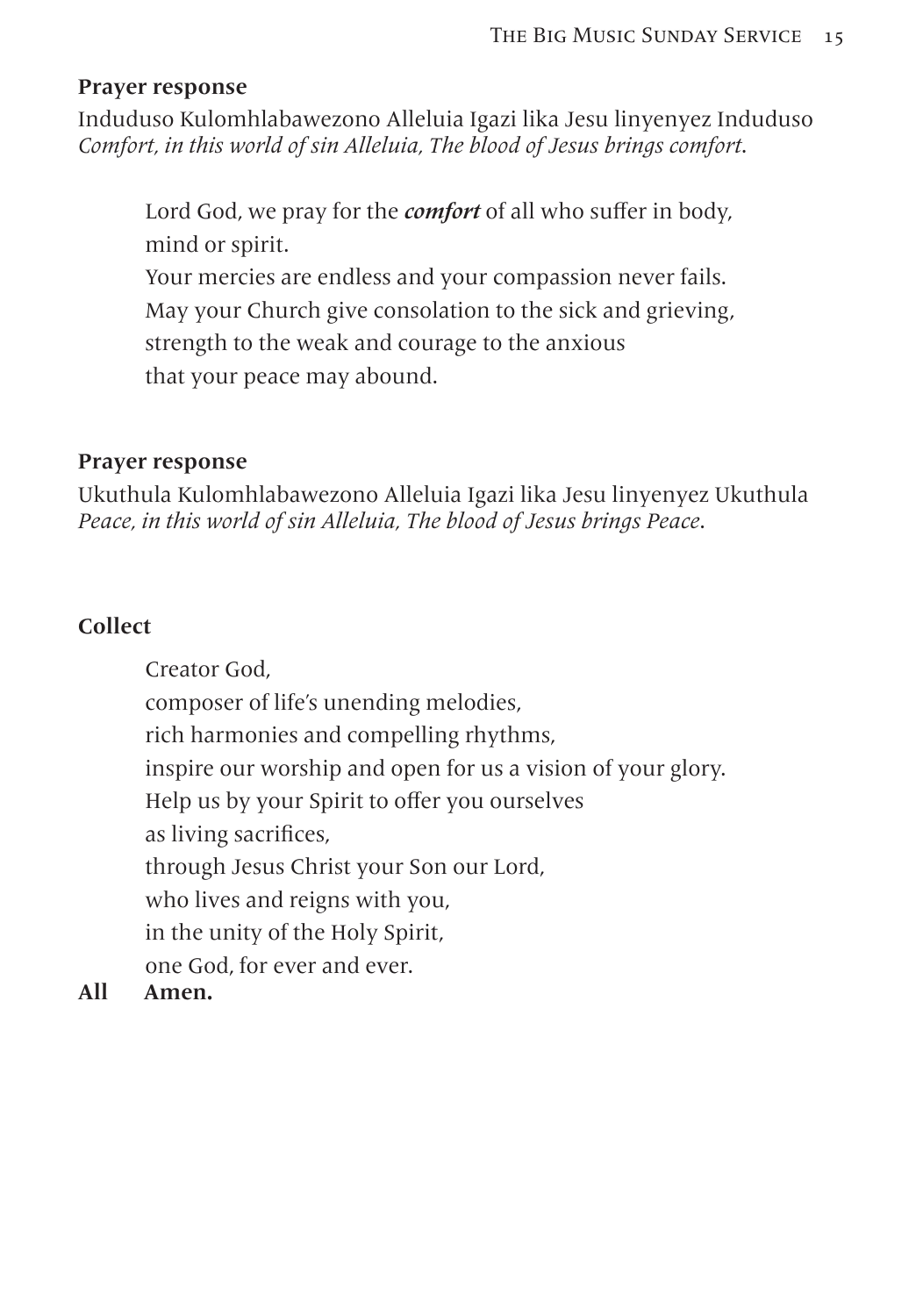**Prayer response**

Induduso Kulomhlabawezono Alleluia Igazi lika Jesu linyenyez Induduso
*Comfort, in this world of sin Alleluia, The blood of Jesus brings comfort.*

Lord God, we pray for the ***comfort*** of all who suffer in body,
mind or spirit.
Your mercies are endless and your compassion never fails.
May your Church give consolation to the sick and grieving,
strength to the weak and courage to the anxious
that your peace may abound.

**Prayer response**

Ukuthula Kulomhlabawezono Alleluia Igazi lika Jesu linyenyez Ukuthula
*Peace, in this world of sin Alleluia, The blood of Jesus brings Peace.*

**Collect**

Creator God,
composer of life's unending melodies,
rich harmonies and compelling rhythms,
inspire our worship and open for us a vision of your glory.
Help us by your Spirit to offer you ourselves
as living sacrifices,
through Jesus Christ your Son our Lord,
who lives and reigns with you,
in the unity of the Holy Spirit,
one God, for ever and ever.

**All Amen.**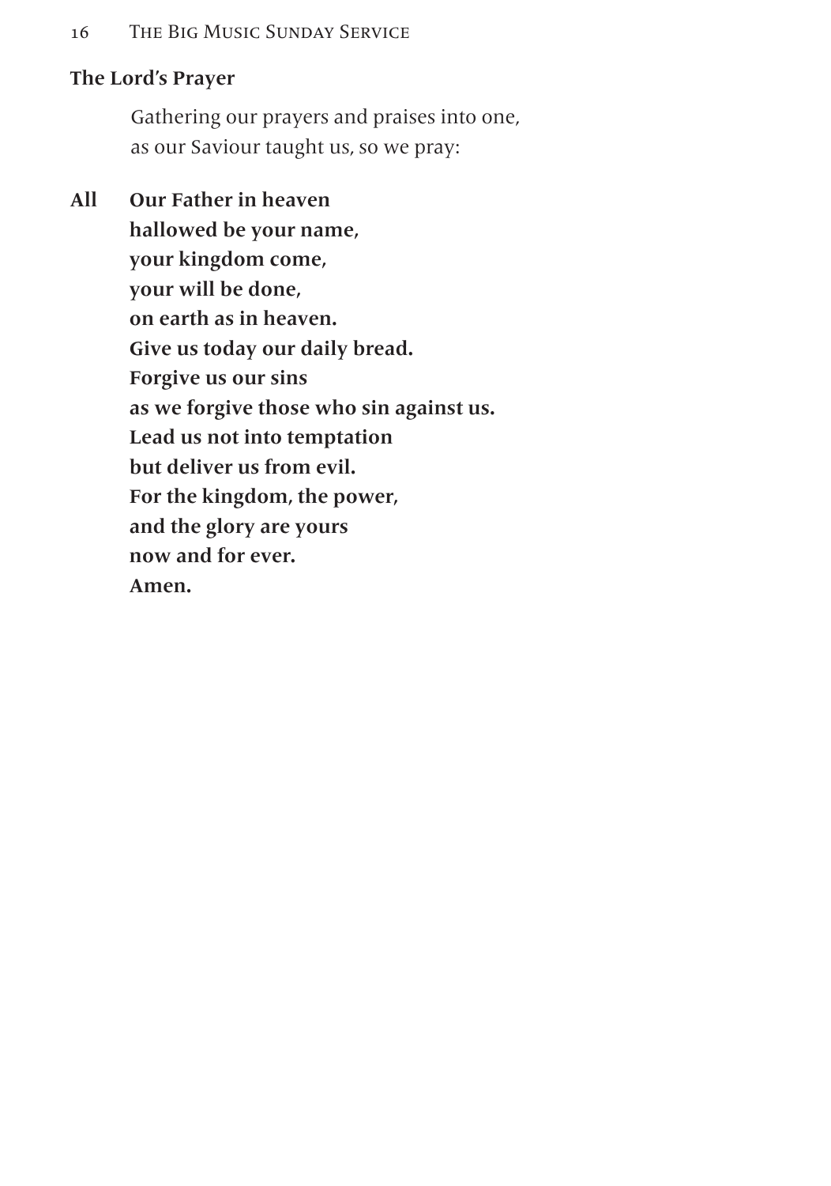**The Lord's Prayer**

Gathering our prayers and praises into one,
as our Saviour taught us, so we pray:

**All** **Our Father in heaven**
**hallowed be your name,**
**your kingdom come,**
**your will be done,**
**on earth as in heaven.**
**Give us today our daily bread.**
**Forgive us our sins**
**as we forgive those who sin against us.**
**Lead us not into temptation**
**but deliver us from evil.**
**For the kingdom, the power,**
**and the glory are yours**
**now and for ever.**
**Amen.**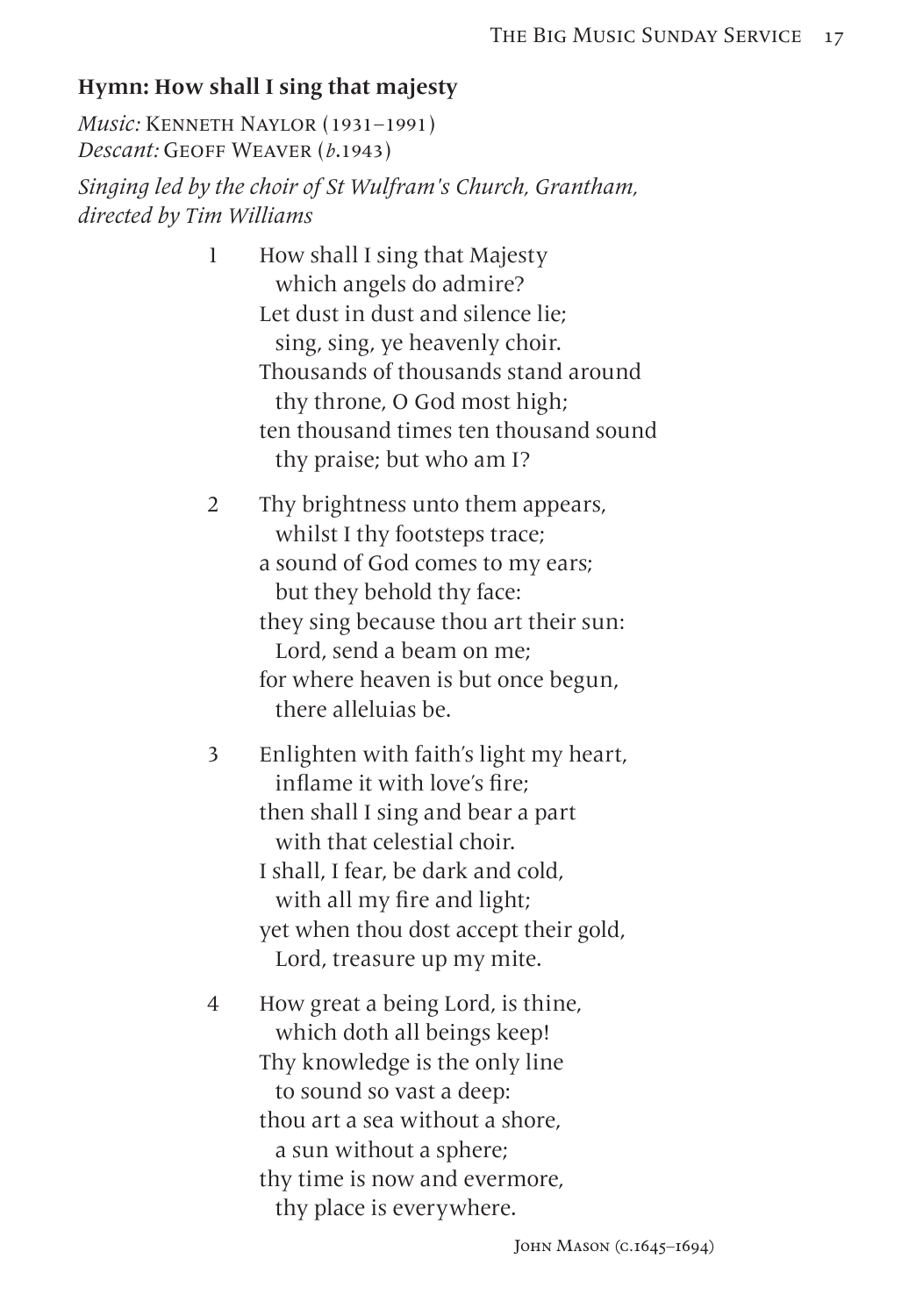### **Hymn: How shall I sing that majesty**

*Music:* Kenneth Naylor (1931–1991)
*Descant:* Geoff Weaver (*b*.1943)

*Singing led by the choir of St Wulfram's Church, Grantham, directed by Tim Williams*

1 How shall I sing that Majesty
  which angels do admire?
 Let dust in dust and silence lie;
  sing, sing, ye heavenly choir.
 Thousands of thousands stand around
  thy throne, O God most high;
 ten thousand times ten thousand sound
  thy praise; but who am I?

2 Thy brightness unto them appears,
  whilst I thy footsteps trace;
 a sound of God comes to my ears;
  but they behold thy face:
 they sing because thou art their sun:
  Lord, send a beam on me;
 for where heaven is but once begun,
  there alleluias be.

3 Enlighten with faith's light my heart,
  inflame it with love's fire;
 then shall I sing and bear a part
  with that celestial choir.
 I shall, I fear, be dark and cold,
  with all my fire and light;
 yet when thou dost accept their gold,
  Lord, treasure up my mite.

4 How great a being Lord, is thine,
  which doth all beings keep!
 Thy knowledge is the only line
  to sound so vast a deep:
 thou art a sea without a shore,
  a sun without a sphere;
 thy time is now and evermore,
  thy place is everywhere.

John Mason (c.1645–1694)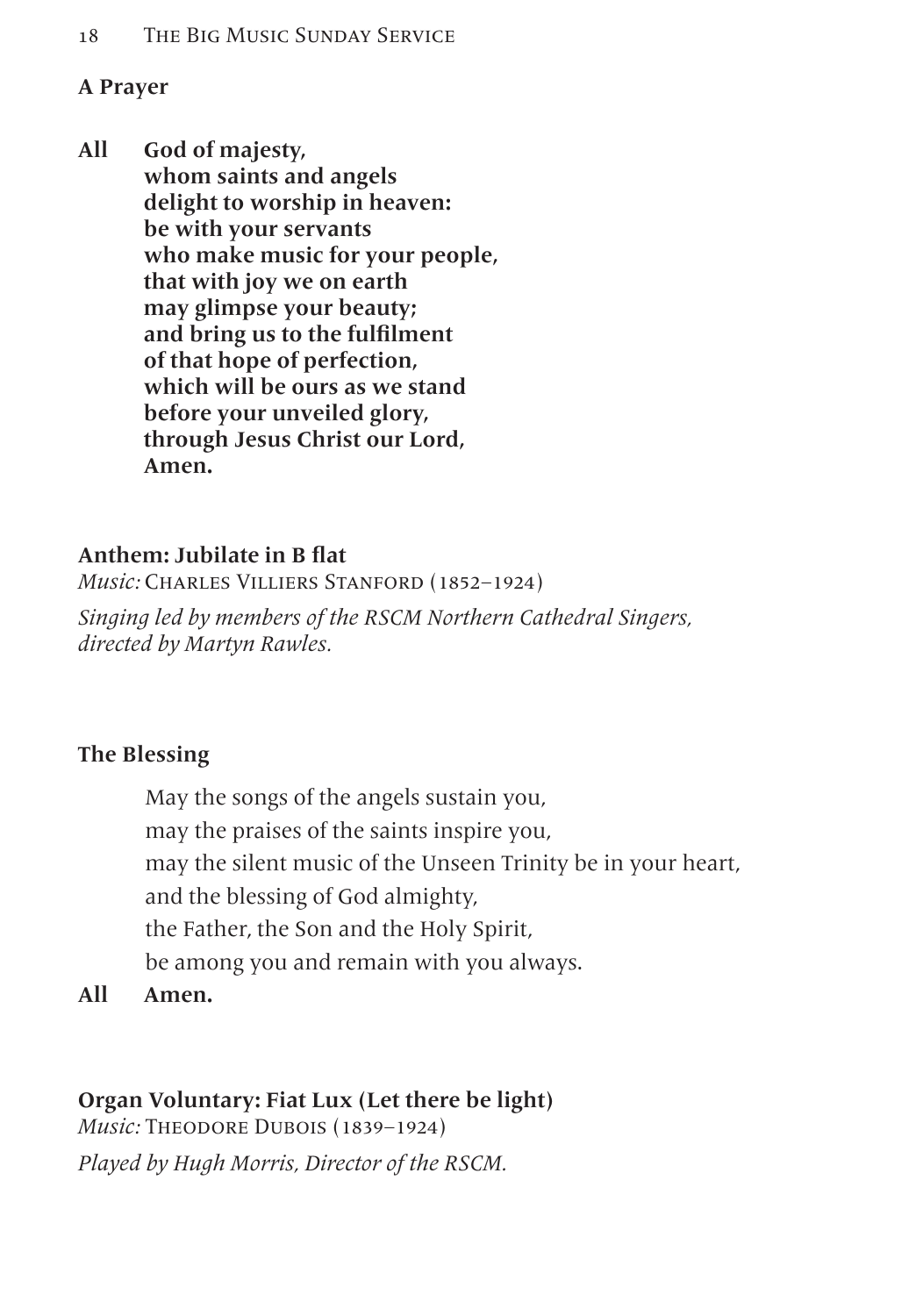### A Prayer

**All** **God of majesty,**
**whom saints and angels**
**delight to worship in heaven:**
**be with your servants**
**who make music for your people,**
**that with joy we on earth**
**may glimpse your beauty;**
**and bring us to the fulfilment**
**of that hope of perfection,**
**which will be ours as we stand**
**before your unveiled glory,**
**through Jesus Christ our Lord,**
**Amen.**

### Anthem: Jubilate in B flat

*Music:* CHARLES VILLIERS STANFORD (1852–1924)

*Singing led by members of the RSCM Northern Cathedral Singers, directed by Martyn Rawles.*

### The Blessing

May the songs of the angels sustain you,
may the praises of the saints inspire you,
may the silent music of the Unseen Trinity be in your heart,
and the blessing of God almighty,
the Father, the Son and the Holy Spirit,
be among you and remain with you always.

**All** **Amen.**

### Organ Voluntary: Fiat Lux (Let there be light)

*Music:* THEODORE DUBOIS (1839–1924)

*Played by Hugh Morris, Director of the RSCM.*